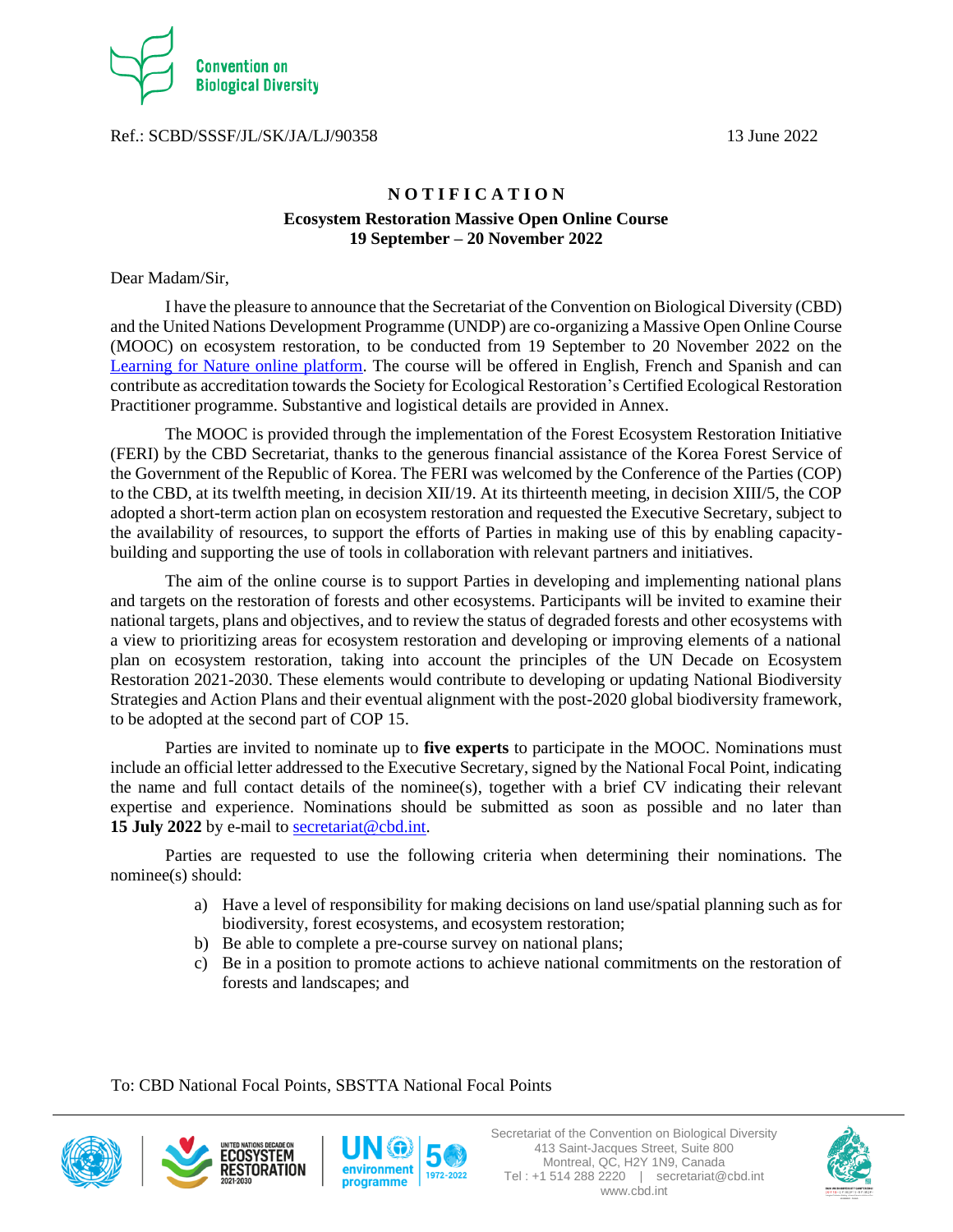Convention on Biological Diversity

Ref.: SCBD/SSSF/JL/SK/JA/LJ/90358 13 June 2022

**NOTIFICATION**

**Ecosystem Restoration Massive Open Online Course**
**19 September – 20 November 2022**

Dear Madam/Sir,

I have the pleasure to announce that the Secretariat of the Convention on Biological Diversity (CBD) and the United Nations Development Programme (UNDP) are co-organizing a Massive Open Online Course (MOOC) on ecosystem restoration, to be conducted from 19 September to 20 November 2022 on the [Learning for Nature online platform](). The course will be offered in English, French and Spanish and can contribute as accreditation towards the Society for Ecological Restoration's Certified Ecological Restoration Practitioner programme. Substantive and logistical details are provided in Annex.

The MOOC is provided through the implementation of the Forest Ecosystem Restoration Initiative (FERI) by the CBD Secretariat, thanks to the generous financial assistance of the Korea Forest Service of the Government of the Republic of Korea. The FERI was welcomed by the Conference of the Parties (COP) to the CBD, at its twelfth meeting, in decision XII/19. At its thirteenth meeting, in decision XIII/5, the COP adopted a short-term action plan on ecosystem restoration and requested the Executive Secretary, subject to the availability of resources, to support the efforts of Parties in making use of this by enabling capacity-building and supporting the use of tools in collaboration with relevant partners and initiatives.

The aim of the online course is to support Parties in developing and implementing national plans and targets on the restoration of forests and other ecosystems. Participants will be invited to examine their national targets, plans and objectives, and to review the status of degraded forests and other ecosystems with a view to prioritizing areas for ecosystem restoration and developing or improving elements of a national plan on ecosystem restoration, taking into account the principles of the UN Decade on Ecosystem Restoration 2021-2030. These elements would contribute to developing or updating National Biodiversity Strategies and Action Plans and their eventual alignment with the post-2020 global biodiversity framework, to be adopted at the second part of COP 15.

Parties are invited to nominate up to **five experts** to participate in the MOOC. Nominations must include an official letter addressed to the Executive Secretary, signed by the National Focal Point, indicating the name and full contact details of the nominee(s), together with a brief CV indicating their relevant expertise and experience. Nominations should be submitted as soon as possible and no later than **15 July 2022** by e-mail to [secretariat@cbd.int](mailto:secretariat@cbd.int).

Parties are requested to use the following criteria when determining their nominations. The nominee(s) should:

a) Have a level of responsibility for making decisions on land use/spatial planning such as for biodiversity, forest ecosystems, and ecosystem restoration;
b) Be able to complete a pre-course survey on national plans;
c) Be in a position to promote actions to achieve national commitments on the restoration of forests and landscapes; and

To: CBD National Focal Points, SBSTTA National Focal Points

Secretariat of the Convention on Biological Diversity
413 Saint-Jacques Street, Suite 800
Montreal, QC, H2Y 1N9, Canada
Tel : +1 514 288 2220 | secretariat@cbd.int
www.cbd.int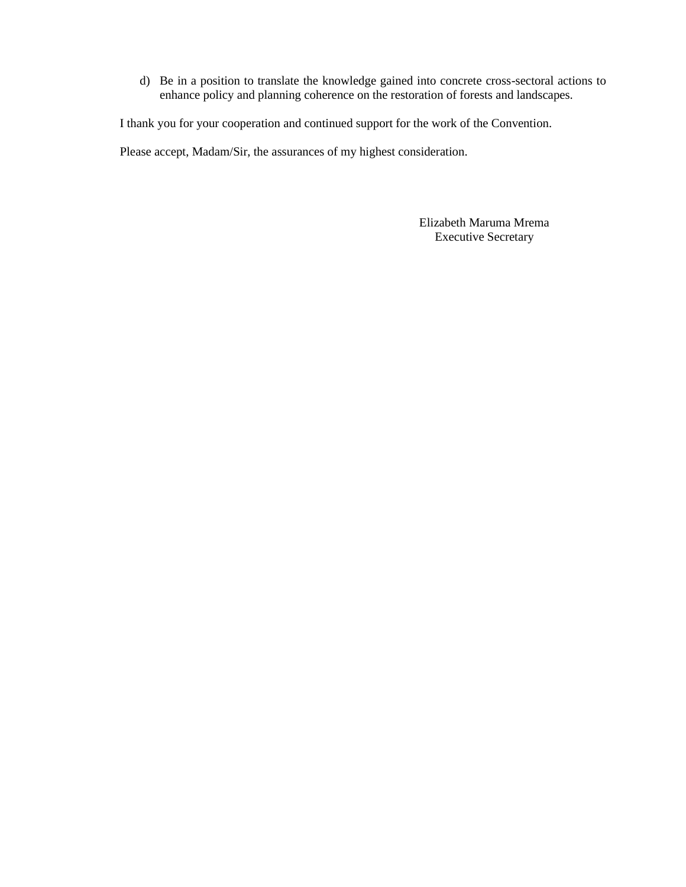d) Be in a position to translate the knowledge gained into concrete cross-sectoral actions to enhance policy and planning coherence on the restoration of forests and landscapes.

I thank you for your cooperation and continued support for the work of the Convention.

Please accept, Madam/Sir, the assurances of my highest consideration.

Elizabeth Maruma Mrema
Executive Secretary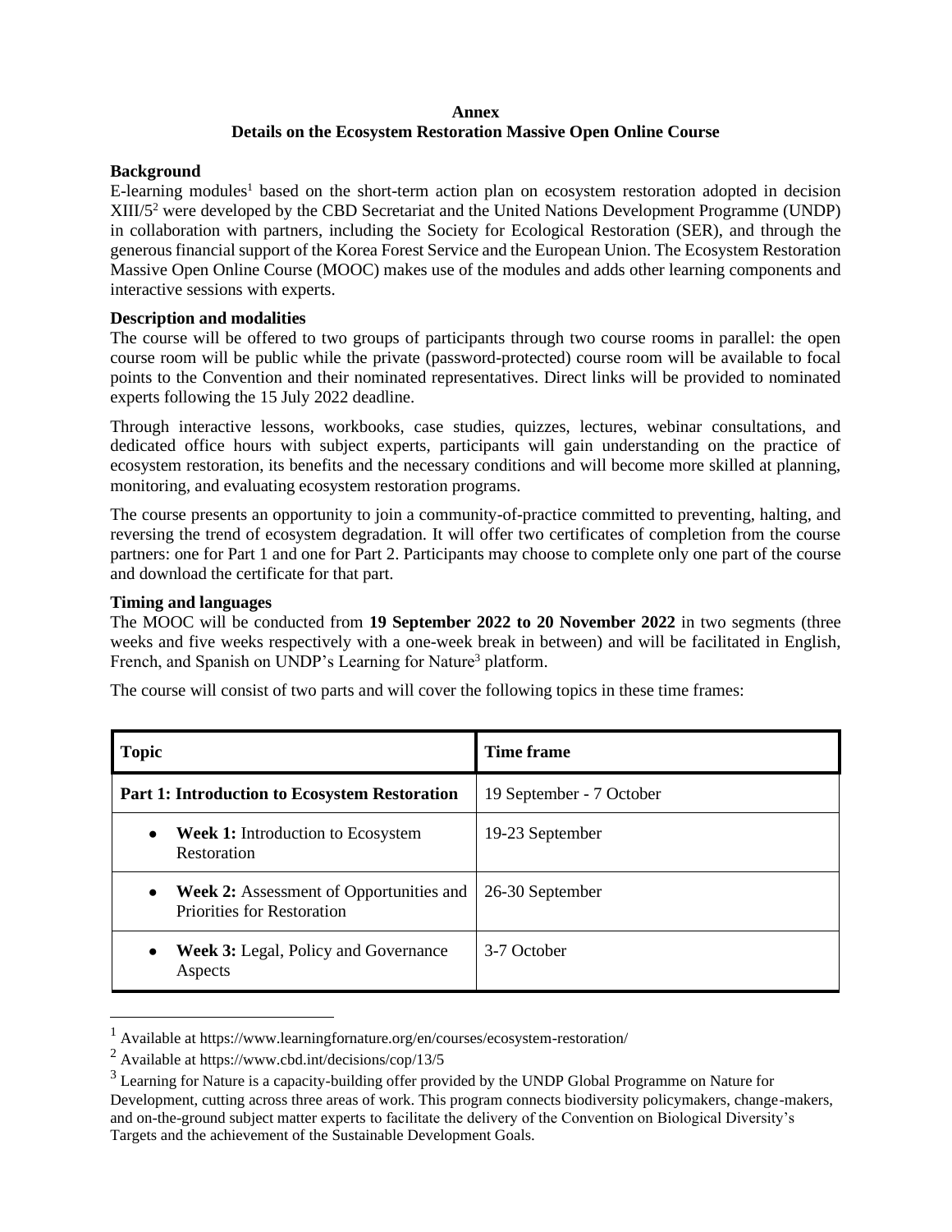**Annex**

**Details on the Ecosystem Restoration Massive Open Online Course**

**Background**

E-learning modules[1] based on the short-term action plan on ecosystem restoration adopted in decision XIII/5[2] were developed by the CBD Secretariat and the United Nations Development Programme (UNDP) in collaboration with partners, including the Society for Ecological Restoration (SER), and through the generous financial support of the Korea Forest Service and the European Union. The Ecosystem Restoration Massive Open Online Course (MOOC) makes use of the modules and adds other learning components and interactive sessions with experts.

**Description and modalities**

The course will be offered to two groups of participants through two course rooms in parallel: the open course room will be public while the private (password-protected) course room will be available to focal points to the Convention and their nominated representatives. Direct links will be provided to nominated experts following the 15 July 2022 deadline.

Through interactive lessons, workbooks, case studies, quizzes, lectures, webinar consultations, and dedicated office hours with subject experts, participants will gain understanding on the practice of ecosystem restoration, its benefits and the necessary conditions and will become more skilled at planning, monitoring, and evaluating ecosystem restoration programs.

The course presents an opportunity to join a community-of-practice committed to preventing, halting, and reversing the trend of ecosystem degradation. It will offer two certificates of completion from the course partners: one for Part 1 and one for Part 2. Participants may choose to complete only one part of the course and download the certificate for that part.

**Timing and languages**

The MOOC will be conducted from **19 September 2022 to 20 November 2022** in two segments (three weeks and five weeks respectively with a one-week break in between) and will be facilitated in English, French, and Spanish on UNDP's Learning for Nature[3] platform.

The course will consist of two parts and will cover the following topics in these time frames:

| Topic | Time frame |
|---|---|
| **Part 1: Introduction to Ecosystem Restoration** | 19 September - 7 October |
| • **Week 1:** Introduction to Ecosystem Restoration | 19-23 September |
| • **Week 2:** Assessment of Opportunities and Priorities for Restoration | 26-30 September |
| • **Week 3:** Legal, Policy and Governance Aspects | 3-7 October |

[1] Available at https://www.learningfornature.org/en/courses/ecosystem-restoration/

[2] Available at https://www.cbd.int/decisions/cop/13/5

[3] Learning for Nature is a capacity-building offer provided by the UNDP Global Programme on Nature for Development, cutting across three areas of work. This program connects biodiversity policymakers, change-makers, and on-the-ground subject matter experts to facilitate the delivery of the Convention on Biological Diversity's Targets and the achievement of the Sustainable Development Goals.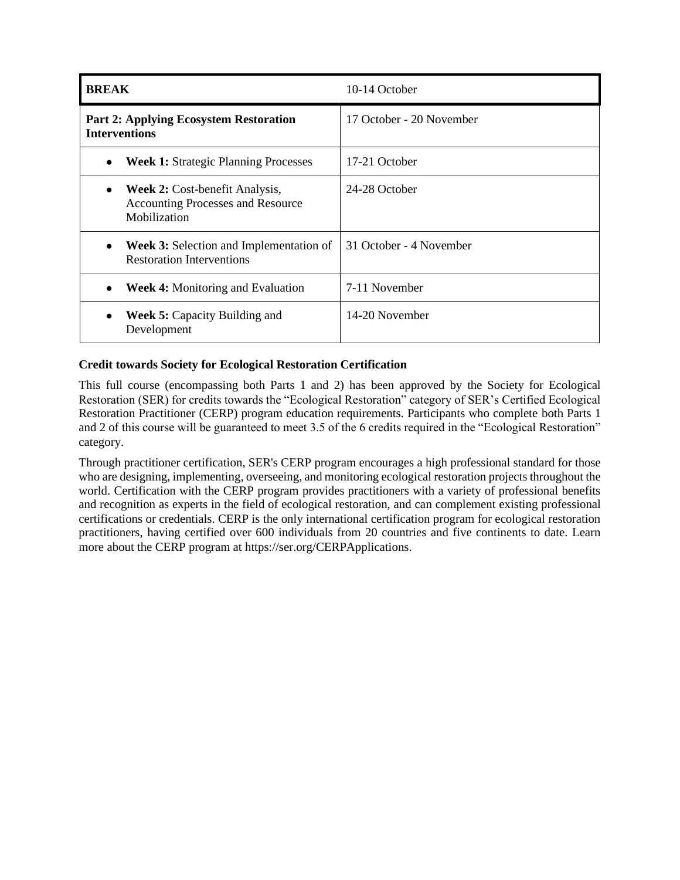| | |
|---|---|
| **BREAK** | 10-14 October |
| **Part 2: Applying Ecosystem Restoration Interventions** | 17 October - 20 November |
| • **Week 1:** Strategic Planning Processes | 17-21 October |
| • **Week 2:** Cost-benefit Analysis, Accounting Processes and Resource Mobilization | 24-28 October |
| • **Week 3:** Selection and Implementation of Restoration Interventions | 31 October - 4 November |
| • **Week 4:** Monitoring and Evaluation | 7-11 November |
| • **Week 5:** Capacity Building and Development | 14-20 November |

**Credit towards Society for Ecological Restoration Certification**

This full course (encompassing both Parts 1 and 2) has been approved by the Society for Ecological Restoration (SER) for credits towards the "Ecological Restoration" category of SER's Certified Ecological Restoration Practitioner (CERP) program education requirements. Participants who complete both Parts 1 and 2 of this course will be guaranteed to meet 3.5 of the 6 credits required in the "Ecological Restoration" category.

Through practitioner certification, SER's CERP program encourages a high professional standard for those who are designing, implementing, overseeing, and monitoring ecological restoration projects throughout the world. Certification with the CERP program provides practitioners with a variety of professional benefits and recognition as experts in the field of ecological restoration, and can complement existing professional certifications or credentials. CERP is the only international certification program for ecological restoration practitioners, having certified over 600 individuals from 20 countries and five continents to date. Learn more about the CERP program at https://ser.org/CERPApplications.